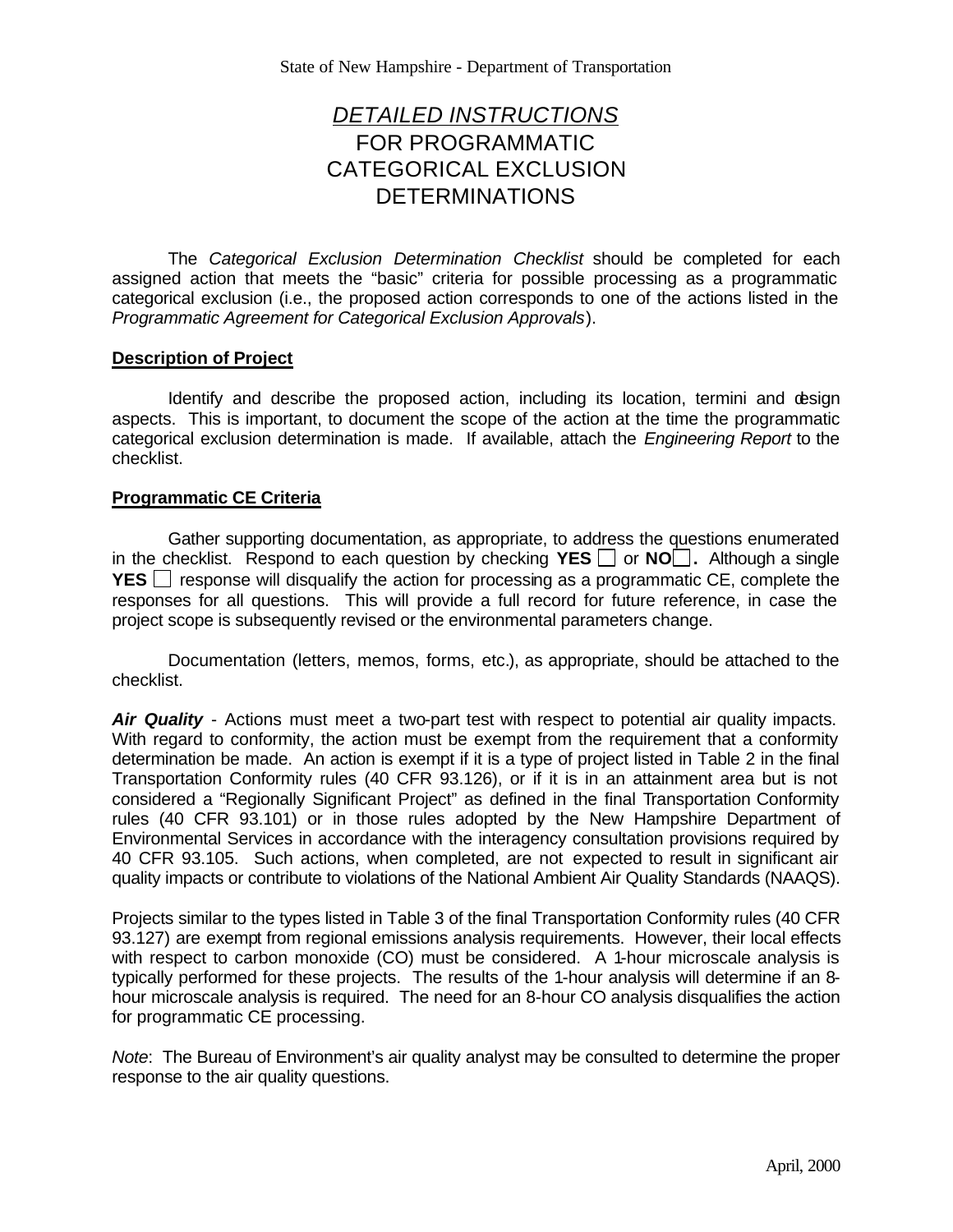# *DETAILED INSTRUCTIONS* FOR PROGRAMMATIC CATEGORICAL EXCLUSION DETERMINATIONS

The *Categorical Exclusion Determination Checklist* should be completed for each assigned action that meets the "basic" criteria for possible processing as a programmatic categorical exclusion (i.e., the proposed action corresponds to one of the actions listed in the *Programmatic Agreement for Categorical Exclusion Approvals*).

## Description of Project

Identify and describe the proposed action, including its location, termini and design aspects. This is important, to document the scope of the action at the time the programmatic categorical exclusion determination is made. If available, attach the *Engineering Report* to the checklist.

## Programmatic CE Criteria

Gather supporting documentation, as appropriate, to address the questions enumerated in the checklist. Respond to each question by checking **YES** ☐ or **NO** ☐. Although a single **YES** ☐ response will disqualify the action for processing as a programmatic CE, complete the responses for all questions. This will provide a full record for future reference, in case the project scope is subsequently revised or the environmental parameters change.

Documentation (letters, memos, forms, etc.), as appropriate, should be attached to the checklist.

***Air Quality*** - Actions must meet a two-part test with respect to potential air quality impacts. With regard to conformity, the action must be exempt from the requirement that a conformity determination be made. An action is exempt if it is a type of project listed in Table 2 in the final Transportation Conformity rules (40 CFR 93.126), or if it is in an attainment area but is not considered a "Regionally Significant Project" as defined in the final Transportation Conformity rules (40 CFR 93.101) or in those rules adopted by the New Hampshire Department of Environmental Services in accordance with the interagency consultation provisions required by 40 CFR 93.105. Such actions, when completed, are not expected to result in significant air quality impacts or contribute to violations of the National Ambient Air Quality Standards (NAAQS).

Projects similar to the types listed in Table 3 of the final Transportation Conformity rules (40 CFR 93.127) are exempt from regional emissions analysis requirements. However, their local effects with respect to carbon monoxide (CO) must be considered. A 1-hour microscale analysis is typically performed for these projects. The results of the 1-hour analysis will determine if an 8-hour microscale analysis is required. The need for an 8-hour CO analysis disqualifies the action for programmatic CE processing.

*Note*: The Bureau of Environment's air quality analyst may be consulted to determine the proper response to the air quality questions.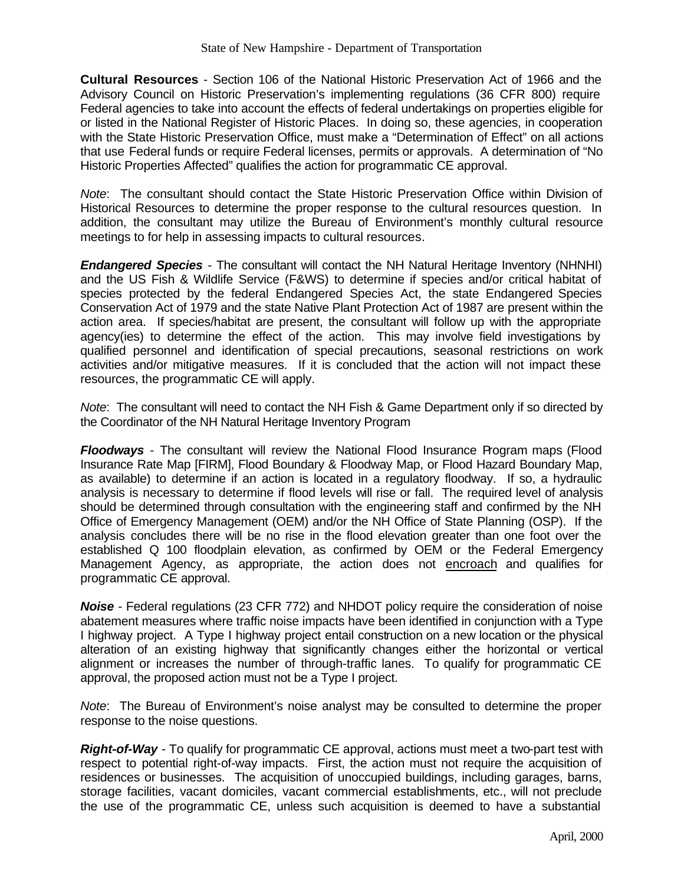**Cultural Resources** - Section 106 of the National Historic Preservation Act of 1966 and the Advisory Council on Historic Preservation's implementing regulations (36 CFR 800) require Federal agencies to take into account the effects of federal undertakings on properties eligible for or listed in the National Register of Historic Places. In doing so, these agencies, in cooperation with the State Historic Preservation Office, must make a "Determination of Effect" on all actions that use Federal funds or require Federal licenses, permits or approvals. A determination of "No Historic Properties Affected" qualifies the action for programmatic CE approval.

*Note*: The consultant should contact the State Historic Preservation Office within Division of Historical Resources to determine the proper response to the cultural resources question. In addition, the consultant may utilize the Bureau of Environment's monthly cultural resource meetings to for help in assessing impacts to cultural resources.

***Endangered Species*** - The consultant will contact the NH Natural Heritage Inventory (NHNHI) and the US Fish & Wildlife Service (F&WS) to determine if species and/or critical habitat of species protected by the federal Endangered Species Act, the state Endangered Species Conservation Act of 1979 and the state Native Plant Protection Act of 1987 are present within the action area. If species/habitat are present, the consultant will follow up with the appropriate agency(ies) to determine the effect of the action. This may involve field investigations by qualified personnel and identification of special precautions, seasonal restrictions on work activities and/or mitigative measures. If it is concluded that the action will not impact these resources, the programmatic CE will apply.

*Note*: The consultant will need to contact the NH Fish & Game Department only if so directed by the Coordinator of the NH Natural Heritage Inventory Program

***Floodways*** - The consultant will review the National Flood Insurance Program maps (Flood Insurance Rate Map [FIRM], Flood Boundary & Floodway Map, or Flood Hazard Boundary Map, as available) to determine if an action is located in a regulatory floodway. If so, a hydraulic analysis is necessary to determine if flood levels will rise or fall. The required level of analysis should be determined through consultation with the engineering staff and confirmed by the NH Office of Emergency Management (OEM) and/or the NH Office of State Planning (OSP). If the analysis concludes there will be no rise in the flood elevation greater than one foot over the established Q 100 floodplain elevation, as confirmed by OEM or the Federal Emergency Management Agency, as appropriate, the action does not <u>encroach</u> and qualifies for programmatic CE approval.

***Noise*** - Federal regulations (23 CFR 772) and NHDOT policy require the consideration of noise abatement measures where traffic noise impacts have been identified in conjunction with a Type I highway project. A Type I highway project entail construction on a new location or the physical alteration of an existing highway that significantly changes either the horizontal or vertical alignment or increases the number of through-traffic lanes. To qualify for programmatic CE approval, the proposed action must not be a Type I project.

*Note*: The Bureau of Environment's noise analyst may be consulted to determine the proper response to the noise questions.

***Right-of-Way*** - To qualify for programmatic CE approval, actions must meet a two-part test with respect to potential right-of-way impacts. First, the action must not require the acquisition of residences or businesses. The acquisition of unoccupied buildings, including garages, barns, storage facilities, vacant domiciles, vacant commercial establishments, etc., will not preclude the use of the programmatic CE, unless such acquisition is deemed to have a substantial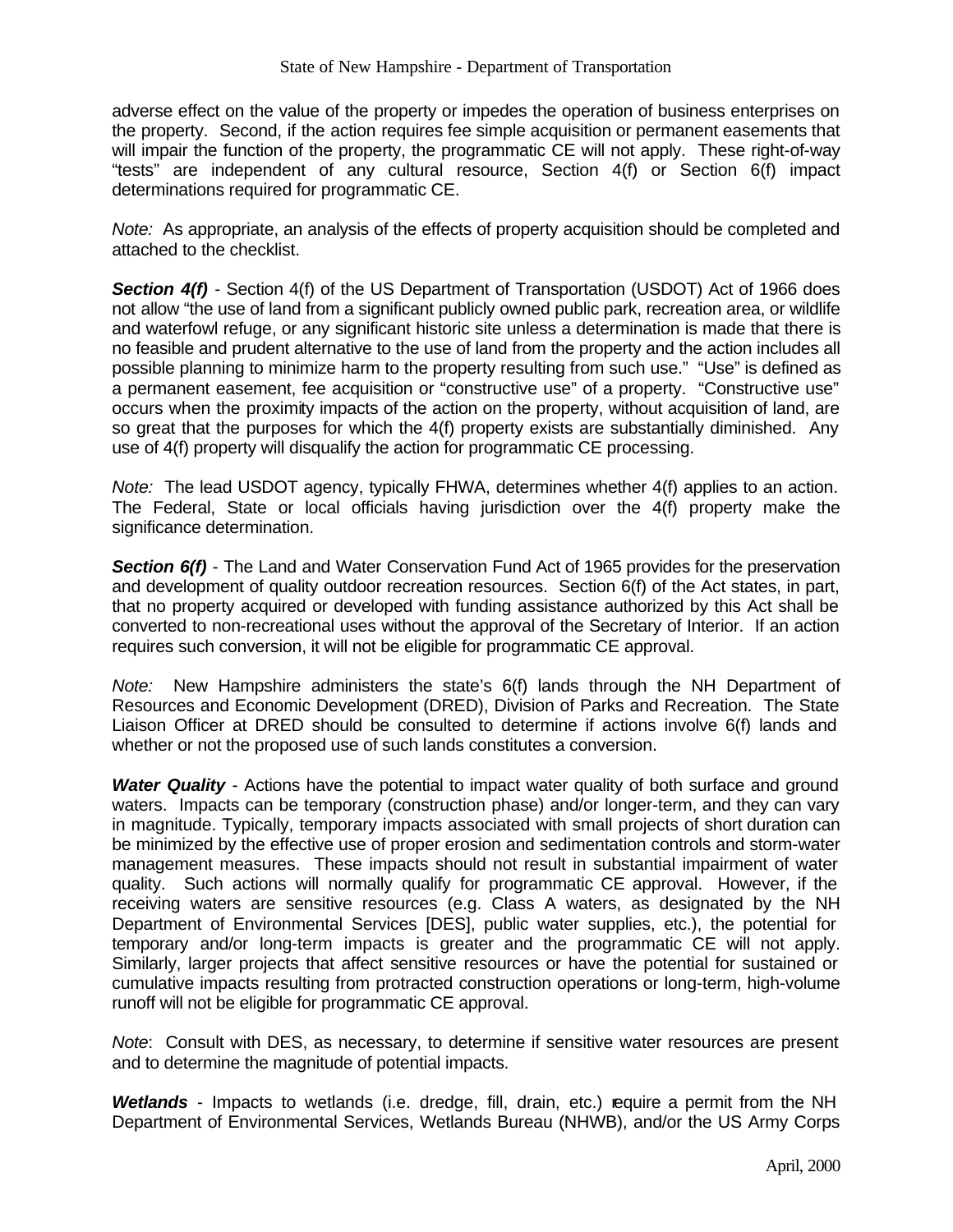adverse effect on the value of the property or impedes the operation of business enterprises on the property. Second, if the action requires fee simple acquisition or permanent easements that will impair the function of the property, the programmatic CE will not apply. These right-of-way "tests" are independent of any cultural resource, Section 4(f) or Section 6(f) impact determinations required for programmatic CE.

*Note:* As appropriate, an analysis of the effects of property acquisition should be completed and attached to the checklist.

***Section 4(f)*** - Section 4(f) of the US Department of Transportation (USDOT) Act of 1966 does not allow "the use of land from a significant publicly owned public park, recreation area, or wildlife and waterfowl refuge, or any significant historic site unless a determination is made that there is no feasible and prudent alternative to the use of land from the property and the action includes all possible planning to minimize harm to the property resulting from such use." "Use" is defined as a permanent easement, fee acquisition or "constructive use" of a property. "Constructive use" occurs when the proximity impacts of the action on the property, without acquisition of land, are so great that the purposes for which the 4(f) property exists are substantially diminished. Any use of 4(f) property will disqualify the action for programmatic CE processing.

*Note:* The lead USDOT agency, typically FHWA, determines whether 4(f) applies to an action. The Federal, State or local officials having jurisdiction over the 4(f) property make the significance determination.

***Section 6(f)*** - The Land and Water Conservation Fund Act of 1965 provides for the preservation and development of quality outdoor recreation resources. Section 6(f) of the Act states, in part, that no property acquired or developed with funding assistance authorized by this Act shall be converted to non-recreational uses without the approval of the Secretary of Interior. If an action requires such conversion, it will not be eligible for programmatic CE approval.

*Note:* New Hampshire administers the state's 6(f) lands through the NH Department of Resources and Economic Development (DRED), Division of Parks and Recreation. The State Liaison Officer at DRED should be consulted to determine if actions involve 6(f) lands and whether or not the proposed use of such lands constitutes a conversion.

***Water Quality*** - Actions have the potential to impact water quality of both surface and ground waters. Impacts can be temporary (construction phase) and/or longer-term, and they can vary in magnitude. Typically, temporary impacts associated with small projects of short duration can be minimized by the effective use of proper erosion and sedimentation controls and storm-water management measures. These impacts should not result in substantial impairment of water quality. Such actions will normally qualify for programmatic CE approval. However, if the receiving waters are sensitive resources (e.g. Class A waters, as designated by the NH Department of Environmental Services [DES], public water supplies, etc.), the potential for temporary and/or long-term impacts is greater and the programmatic CE will not apply. Similarly, larger projects that affect sensitive resources or have the potential for sustained or cumulative impacts resulting from protracted construction operations or long-term, high-volume runoff will not be eligible for programmatic CE approval.

*Note*: Consult with DES, as necessary, to determine if sensitive water resources are present and to determine the magnitude of potential impacts.

***Wetlands*** - Impacts to wetlands (i.e. dredge, fill, drain, etc.) require a permit from the NH Department of Environmental Services, Wetlands Bureau (NHWB), and/or the US Army Corps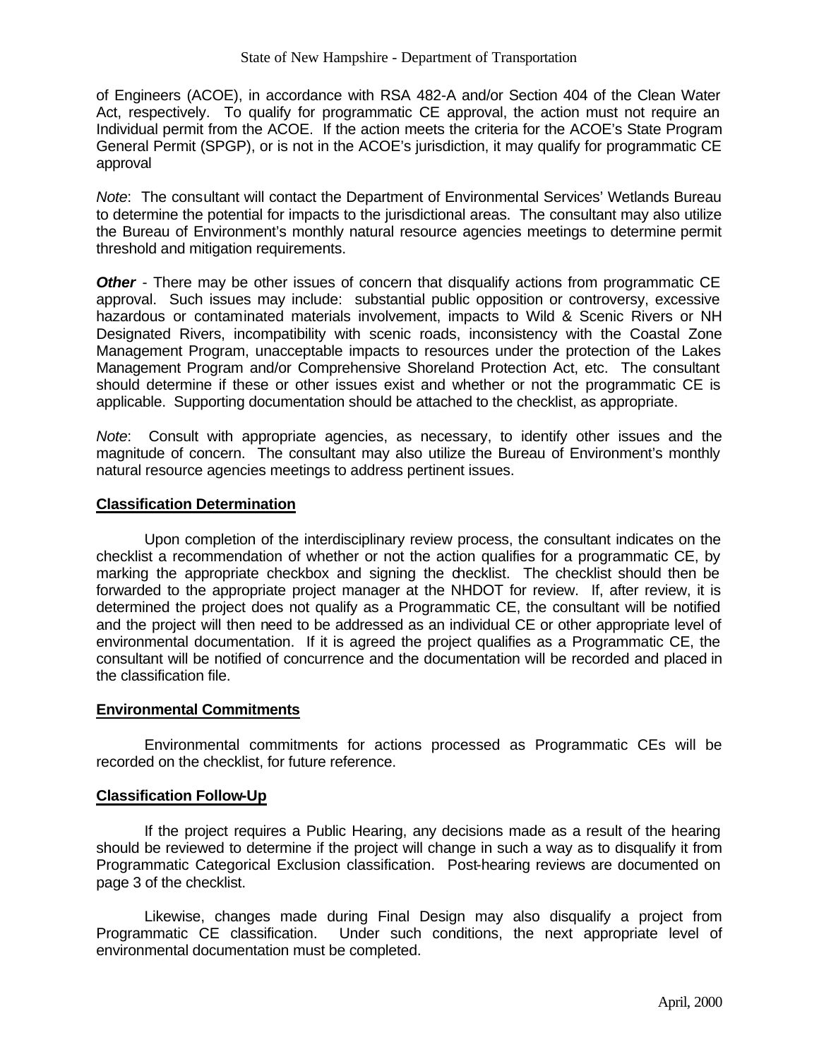of Engineers (ACOE), in accordance with RSA 482-A and/or Section 404 of the Clean Water Act, respectively. To qualify for programmatic CE approval, the action must not require an Individual permit from the ACOE. If the action meets the criteria for the ACOE's State Program General Permit (SPGP), or is not in the ACOE's jurisdiction, it may qualify for programmatic CE approval

*Note*: The consultant will contact the Department of Environmental Services' Wetlands Bureau to determine the potential for impacts to the jurisdictional areas. The consultant may also utilize the Bureau of Environment's monthly natural resource agencies meetings to determine permit threshold and mitigation requirements.

***Other*** - There may be other issues of concern that disqualify actions from programmatic CE approval. Such issues may include: substantial public opposition or controversy, excessive hazardous or contaminated materials involvement, impacts to Wild & Scenic Rivers or NH Designated Rivers, incompatibility with scenic roads, inconsistency with the Coastal Zone Management Program, unacceptable impacts to resources under the protection of the Lakes Management Program and/or Comprehensive Shoreland Protection Act, etc. The consultant should determine if these or other issues exist and whether or not the programmatic CE is applicable. Supporting documentation should be attached to the checklist, as appropriate.

*Note*: Consult with appropriate agencies, as necessary, to identify other issues and the magnitude of concern. The consultant may also utilize the Bureau of Environment's monthly natural resource agencies meetings to address pertinent issues.

## Classification Determination

Upon completion of the interdisciplinary review process, the consultant indicates on the checklist a recommendation of whether or not the action qualifies for a programmatic CE, by marking the appropriate checkbox and signing the checklist. The checklist should then be forwarded to the appropriate project manager at the NHDOT for review. If, after review, it is determined the project does not qualify as a Programmatic CE, the consultant will be notified and the project will then need to be addressed as an individual CE or other appropriate level of environmental documentation. If it is agreed the project qualifies as a Programmatic CE, the consultant will be notified of concurrence and the documentation will be recorded and placed in the classification file.

## Environmental Commitments

Environmental commitments for actions processed as Programmatic CEs will be recorded on the checklist, for future reference.

## Classification Follow-Up

If the project requires a Public Hearing, any decisions made as a result of the hearing should be reviewed to determine if the project will change in such a way as to disqualify it from Programmatic Categorical Exclusion classification. Post-hearing reviews are documented on page 3 of the checklist.

Likewise, changes made during Final Design may also disqualify a project from Programmatic CE classification. Under such conditions, the next appropriate level of environmental documentation must be completed.